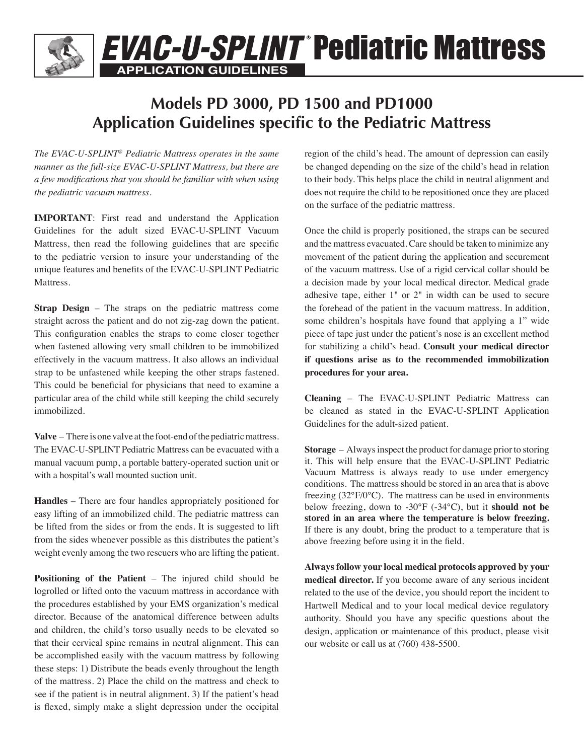# EVAC-U-SPLINT® Pediatric Mattress

APPLICATION GUIDELINES

## Models PD 3000, PD 1500 and PD1000
## Application Guidelines specific to the Pediatric Mattress

*The EVAC-U-SPLINT® Pediatric Mattress operates in the same manner as the full-size EVAC-U-SPLINT Mattress, but there are a few modifications that you should be familiar with when using the pediatric vacuum mattress.*

**IMPORTANT**: First read and understand the Application Guidelines for the adult sized EVAC-U-SPLINT Vacuum Mattress, then read the following guidelines that are specific to the pediatric version to insure your understanding of the unique features and benefits of the EVAC-U-SPLINT Pediatric Mattress.

**Strap Design** – The straps on the pediatric mattress come straight across the patient and do not zig-zag down the patient. This configuration enables the straps to come closer together when fastened allowing very small children to be immobilized effectively in the vacuum mattress. It also allows an individual strap to be unfastened while keeping the other straps fastened. This could be beneficial for physicians that need to examine a particular area of the child while still keeping the child securely immobilized.

**Valve** – There is one valve at the foot-end of the pediatric mattress. The EVAC-U-SPLINT Pediatric Mattress can be evacuated with a manual vacuum pump, a portable battery-operated suction unit or with a hospital's wall mounted suction unit.

**Handles** – There are four handles appropriately positioned for easy lifting of an immobilized child. The pediatric mattress can be lifted from the sides or from the ends. It is suggested to lift from the sides whenever possible as this distributes the patient's weight evenly among the two rescuers who are lifting the patient.

**Positioning of the Patient** – The injured child should be logrolled or lifted onto the vacuum mattress in accordance with the procedures established by your EMS organization's medical director. Because of the anatomical difference between adults and children, the child's torso usually needs to be elevated so that their cervical spine remains in neutral alignment. This can be accomplished easily with the vacuum mattress by following these steps: 1) Distribute the beads evenly throughout the length of the mattress. 2) Place the child on the mattress and check to see if the patient is in neutral alignment. 3) If the patient's head is flexed, simply make a slight depression under the occipital region of the child's head. The amount of depression can easily be changed depending on the size of the child's head in relation to their body. This helps place the child in neutral alignment and does not require the child to be repositioned once they are placed on the surface of the pediatric mattress.

Once the child is properly positioned, the straps can be secured and the mattress evacuated. Care should be taken to minimize any movement of the patient during the application and securement of the vacuum mattress. Use of a rigid cervical collar should be a decision made by your local medical director. Medical grade adhesive tape, either 1" or 2" in width can be used to secure the forehead of the patient in the vacuum mattress. In addition, some children's hospitals have found that applying a 1" wide piece of tape just under the patient's nose is an excellent method for stabilizing a child's head. **Consult your medical director if questions arise as to the recommended immobilization procedures for your area.**

**Cleaning** – The EVAC-U-SPLINT Pediatric Mattress can be cleaned as stated in the EVAC-U-SPLINT Application Guidelines for the adult-sized patient.

**Storage** – Always inspect the product for damage prior to storing it. This will help ensure that the EVAC-U-SPLINT Pediatric Vacuum Mattress is always ready to use under emergency conditions. The mattress should be stored in an area that is above freezing (32°F/0°C). The mattress can be used in environments below freezing, down to -30°F (-34°C), but it **should not be stored in an area where the temperature is below freezing.** If there is any doubt, bring the product to a temperature that is above freezing before using it in the field.

**Always follow your local medical protocols approved by your medical director.** If you become aware of any serious incident related to the use of the device, you should report the incident to Hartwell Medical and to your local medical device regulatory authority. Should you have any specific questions about the design, application or maintenance of this product, please visit our website or call us at (760) 438-5500.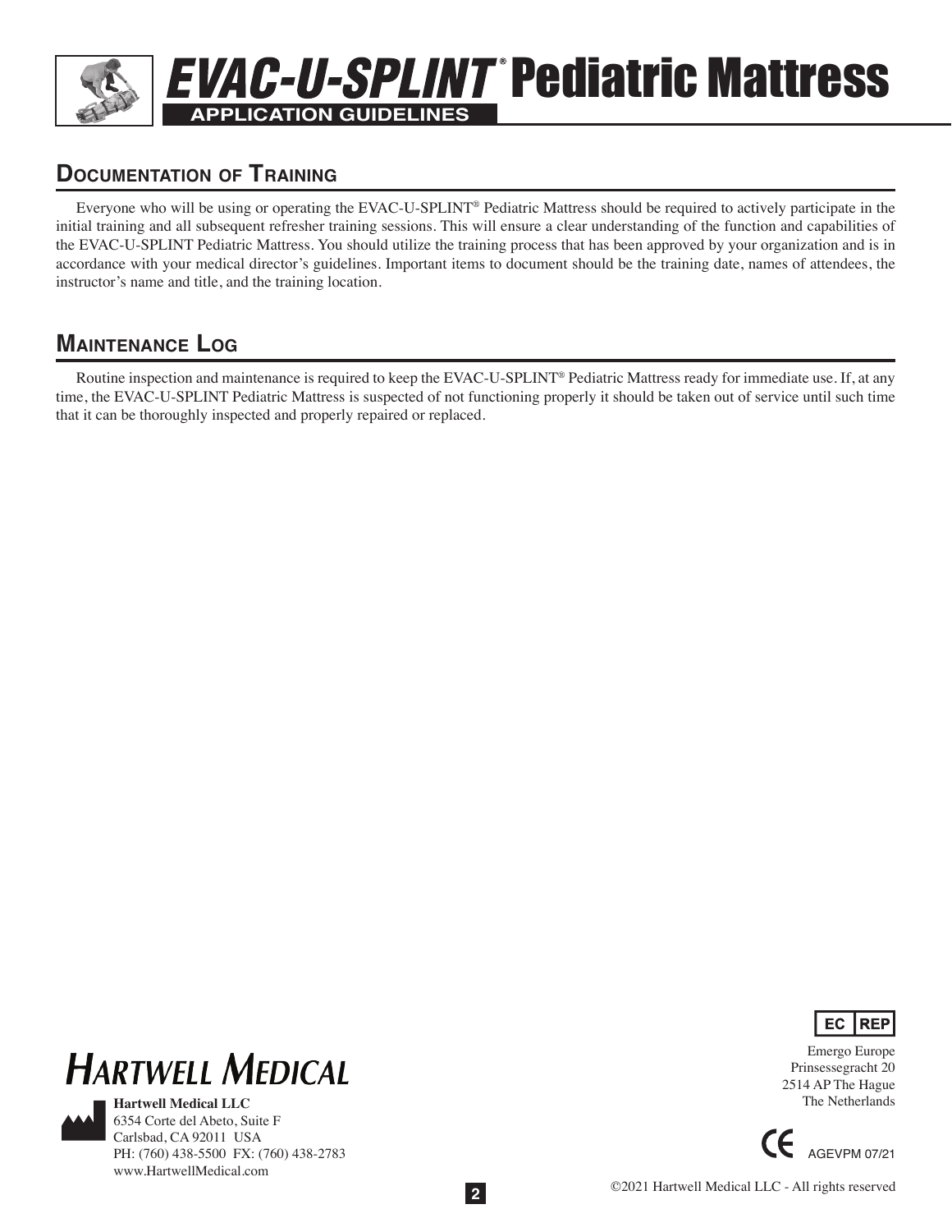# EVAC-U-SPLINT® Pediatric Mattress

**APPLICATION GUIDELINES**

## Documentation of Training

Everyone who will be using or operating the EVAC-U-SPLINT® Pediatric Mattress should be required to actively participate in the initial training and all subsequent refresher training sessions. This will ensure a clear understanding of the function and capabilities of the EVAC-U-SPLINT Pediatric Mattress. You should utilize the training process that has been approved by your organization and is in accordance with your medical director's guidelines. Important items to document should be the training date, names of attendees, the instructor's name and title, and the training location.

## Maintenance Log

Routine inspection and maintenance is required to keep the EVAC-U-SPLINT® Pediatric Mattress ready for immediate use. If, at any time, the EVAC-U-SPLINT Pediatric Mattress is suspected of not functioning properly it should be taken out of service until such time that it can be thoroughly inspected and properly repaired or replaced.

HARTWELL MEDICAL

**Hartwell Medical LLC**
6354 Corte del Abeto, Suite F
Carlsbad, CA 92011 USA
PH: (760) 438-5500 FX: (760) 438-2783
www.HartwellMedical.com

EC REP

Emergo Europe
Prinsessegracht 20
2514 AP The Hague
The Netherlands

CE AGEVPM 07/21

©2021 Hartwell Medical LLC - All rights reserved